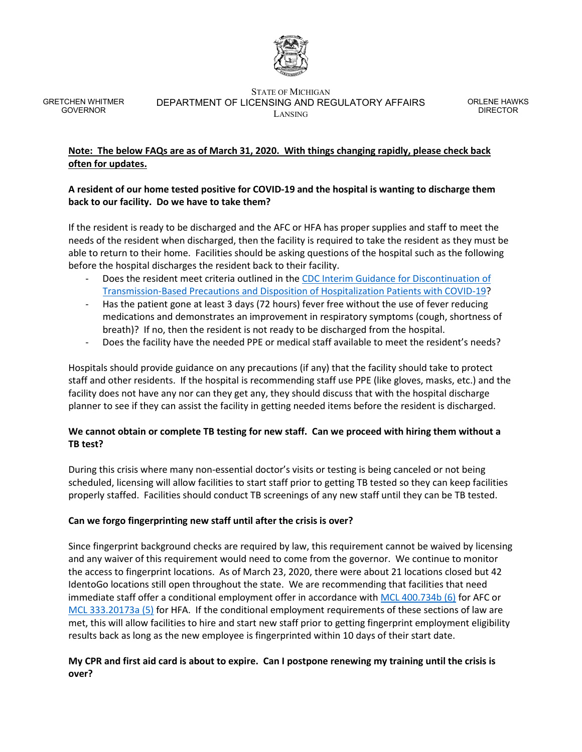STATE OF MICHIGAN
DEPARTMENT OF LICENSING AND REGULATORY AFFAIRS
LANSING

GRETCHEN WHITMER
GOVERNOR

ORLENE HAWKS
DIRECTOR

**Note: The below FAQs are as of March 31, 2020. With things changing rapidly, please check back often for updates.**

**A resident of our home tested positive for COVID-19 and the hospital is wanting to discharge them back to our facility. Do we have to take them?**

If the resident is ready to be discharged and the AFC or HFA has proper supplies and staff to meet the needs of the resident when discharged, then the facility is required to take the resident as they must be able to return to their home. Facilities should be asking questions of the hospital such as the following before the hospital discharges the resident back to their facility.

- Does the resident meet criteria outlined in the CDC Interim Guidance for Discontinuation of Transmission-Based Precautions and Disposition of Hospitalization Patients with COVID-19?
- Has the patient gone at least 3 days (72 hours) fever free without the use of fever reducing medications and demonstrates an improvement in respiratory symptoms (cough, shortness of breath)? If no, then the resident is not ready to be discharged from the hospital.
- Does the facility have the needed PPE or medical staff available to meet the resident's needs?

Hospitals should provide guidance on any precautions (if any) that the facility should take to protect staff and other residents. If the hospital is recommending staff use PPE (like gloves, masks, etc.) and the facility does not have any nor can they get any, they should discuss that with the hospital discharge planner to see if they can assist the facility in getting needed items before the resident is discharged.

**We cannot obtain or complete TB testing for new staff. Can we proceed with hiring them without a TB test?**

During this crisis where many non-essential doctor's visits or testing is being canceled or not being scheduled, licensing will allow facilities to start staff prior to getting TB tested so they can keep facilities properly staffed. Facilities should conduct TB screenings of any new staff until they can be TB tested.

**Can we forgo fingerprinting new staff until after the crisis is over?**

Since fingerprint background checks are required by law, this requirement cannot be waived by licensing and any waiver of this requirement would need to come from the governor. We continue to monitor the access to fingerprint locations. As of March 23, 2020, there were about 21 locations closed but 42 IdentoGo locations still open throughout the state. We are recommending that facilities that need immediate staff offer a conditional employment offer in accordance with MCL 400.734b (6) for AFC or MCL 333.20173a (5) for HFA. If the conditional employment requirements of these sections of law are met, this will allow facilities to hire and start new staff prior to getting fingerprint employment eligibility results back as long as the new employee is fingerprinted within 10 days of their start date.

**My CPR and first aid card is about to expire. Can I postpone renewing my training until the crisis is over?**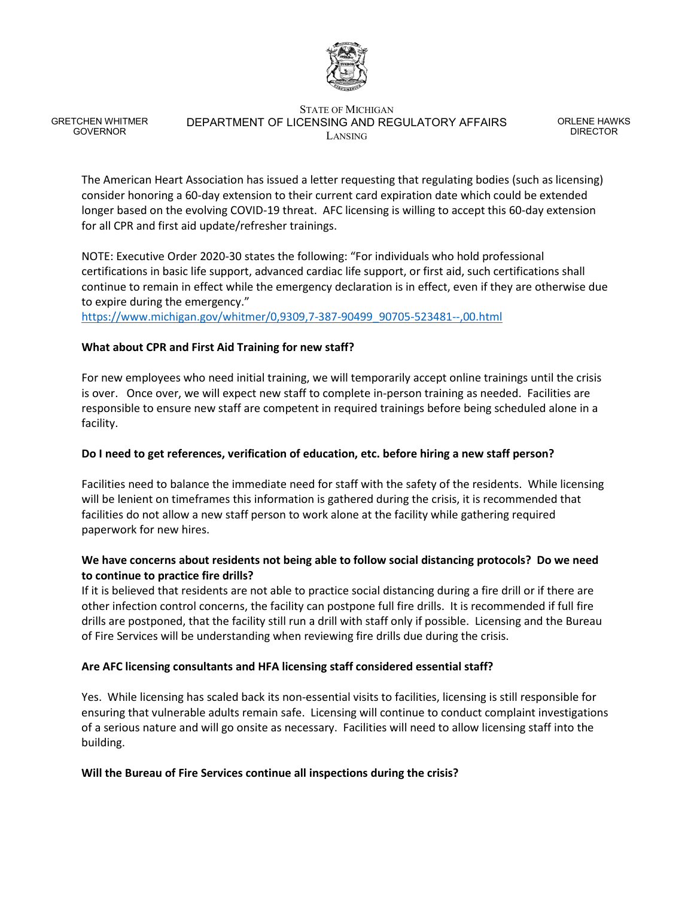STATE OF MICHIGAN
DEPARTMENT OF LICENSING AND REGULATORY AFFAIRS
LANSING

GRETCHEN WHITMER
GOVERNOR

ORLENE HAWKS
DIRECTOR

The American Heart Association has issued a letter requesting that regulating bodies (such as licensing) consider honoring a 60-day extension to their current card expiration date which could be extended longer based on the evolving COVID-19 threat. AFC licensing is willing to accept this 60-day extension for all CPR and first aid update/refresher trainings.

NOTE: Executive Order 2020-30 states the following: "For individuals who hold professional certifications in basic life support, advanced cardiac life support, or first aid, such certifications shall continue to remain in effect while the emergency declaration is in effect, even if they are otherwise due to expire during the emergency."
https://www.michigan.gov/whitmer/0,9309,7-387-90499_90705-523481--,00.html

**What about CPR and First Aid Training for new staff?**

For new employees who need initial training, we will temporarily accept online trainings until the crisis is over. Once over, we will expect new staff to complete in-person training as needed. Facilities are responsible to ensure new staff are competent in required trainings before being scheduled alone in a facility.

**Do I need to get references, verification of education, etc. before hiring a new staff person?**

Facilities need to balance the immediate need for staff with the safety of the residents. While licensing will be lenient on timeframes this information is gathered during the crisis, it is recommended that facilities do not allow a new staff person to work alone at the facility while gathering required paperwork for new hires.

**We have concerns about residents not being able to follow social distancing protocols? Do we need to continue to practice fire drills?**

If it is believed that residents are not able to practice social distancing during a fire drill or if there are other infection control concerns, the facility can postpone full fire drills. It is recommended if full fire drills are postponed, that the facility still run a drill with staff only if possible. Licensing and the Bureau of Fire Services will be understanding when reviewing fire drills due during the crisis.

**Are AFC licensing consultants and HFA licensing staff considered essential staff?**

Yes. While licensing has scaled back its non-essential visits to facilities, licensing is still responsible for ensuring that vulnerable adults remain safe. Licensing will continue to conduct complaint investigations of a serious nature and will go onsite as necessary. Facilities will need to allow licensing staff into the building.

**Will the Bureau of Fire Services continue all inspections during the crisis?**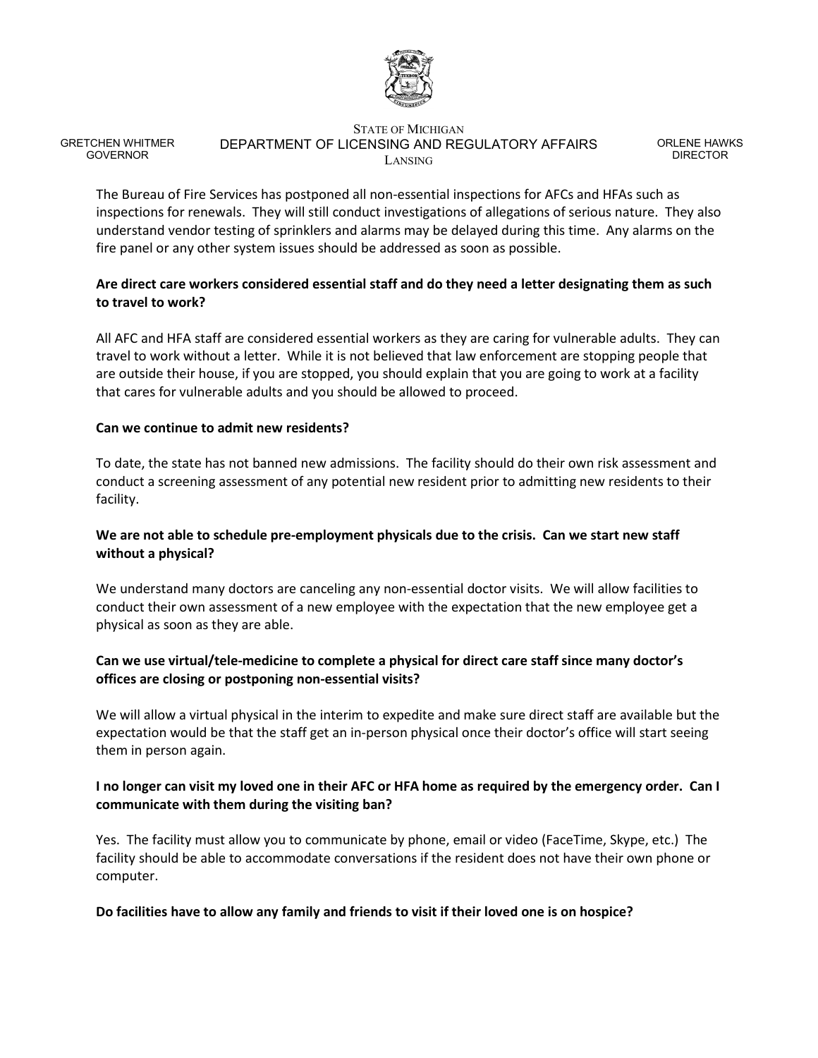The Bureau of Fire Services has postponed all non-essential inspections for AFCs and HFAs such as inspections for renewals. They will still conduct investigations of allegations of serious nature. They also understand vendor testing of sprinklers and alarms may be delayed during this time. Any alarms on the fire panel or any other system issues should be addressed as soon as possible.

**Are direct care workers considered essential staff and do they need a letter designating them as such to travel to work?**

All AFC and HFA staff are considered essential workers as they are caring for vulnerable adults. They can travel to work without a letter. While it is not believed that law enforcement are stopping people that are outside their house, if you are stopped, you should explain that you are going to work at a facility that cares for vulnerable adults and you should be allowed to proceed.

**Can we continue to admit new residents?**

To date, the state has not banned new admissions. The facility should do their own risk assessment and conduct a screening assessment of any potential new resident prior to admitting new residents to their facility.

**We are not able to schedule pre-employment physicals due to the crisis. Can we start new staff without a physical?**

We understand many doctors are canceling any non-essential doctor visits. We will allow facilities to conduct their own assessment of a new employee with the expectation that the new employee get a physical as soon as they are able.

**Can we use virtual/tele-medicine to complete a physical for direct care staff since many doctor's offices are closing or postponing non-essential visits?**

We will allow a virtual physical in the interim to expedite and make sure direct staff are available but the expectation would be that the staff get an in-person physical once their doctor's office will start seeing them in person again.

**I no longer can visit my loved one in their AFC or HFA home as required by the emergency order. Can I communicate with them during the visiting ban?**

Yes. The facility must allow you to communicate by phone, email or video (FaceTime, Skype, etc.) The facility should be able to accommodate conversations if the resident does not have their own phone or computer.

**Do facilities have to allow any family and friends to visit if their loved one is on hospice?**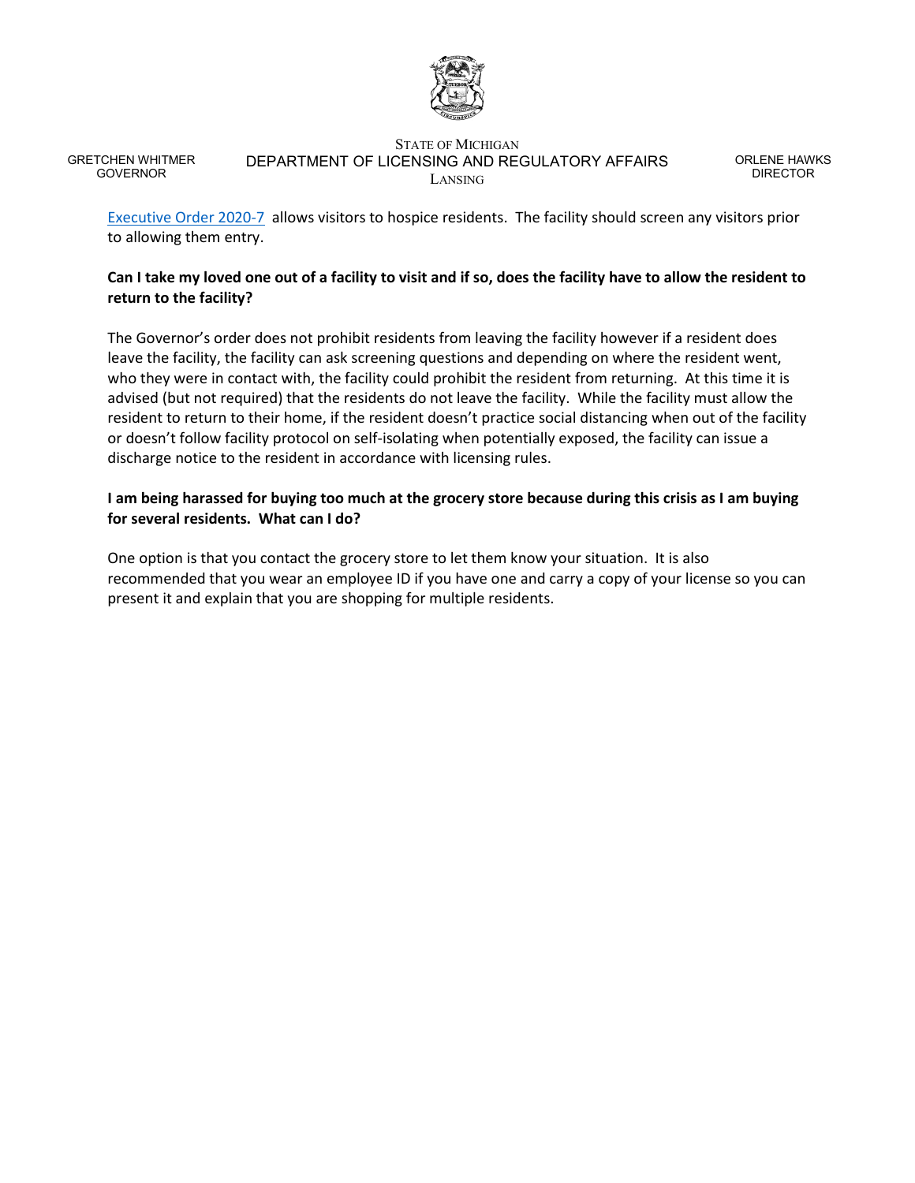STATE OF MICHIGAN
DEPARTMENT OF LICENSING AND REGULATORY AFFAIRS
LANSING

GRETCHEN WHITMER
GOVERNOR

ORLENE HAWKS
DIRECTOR

Executive Order 2020-7 allows visitors to hospice residents. The facility should screen any visitors prior to allowing them entry.

**Can I take my loved one out of a facility to visit and if so, does the facility have to allow the resident to return to the facility?**

The Governor's order does not prohibit residents from leaving the facility however if a resident does leave the facility, the facility can ask screening questions and depending on where the resident went, who they were in contact with, the facility could prohibit the resident from returning. At this time it is advised (but not required) that the residents do not leave the facility. While the facility must allow the resident to return to their home, if the resident doesn't practice social distancing when out of the facility or doesn't follow facility protocol on self-isolating when potentially exposed, the facility can issue a discharge notice to the resident in accordance with licensing rules.

**I am being harassed for buying too much at the grocery store because during this crisis as I am buying for several residents. What can I do?**

One option is that you contact the grocery store to let them know your situation. It is also recommended that you wear an employee ID if you have one and carry a copy of your license so you can present it and explain that you are shopping for multiple residents.